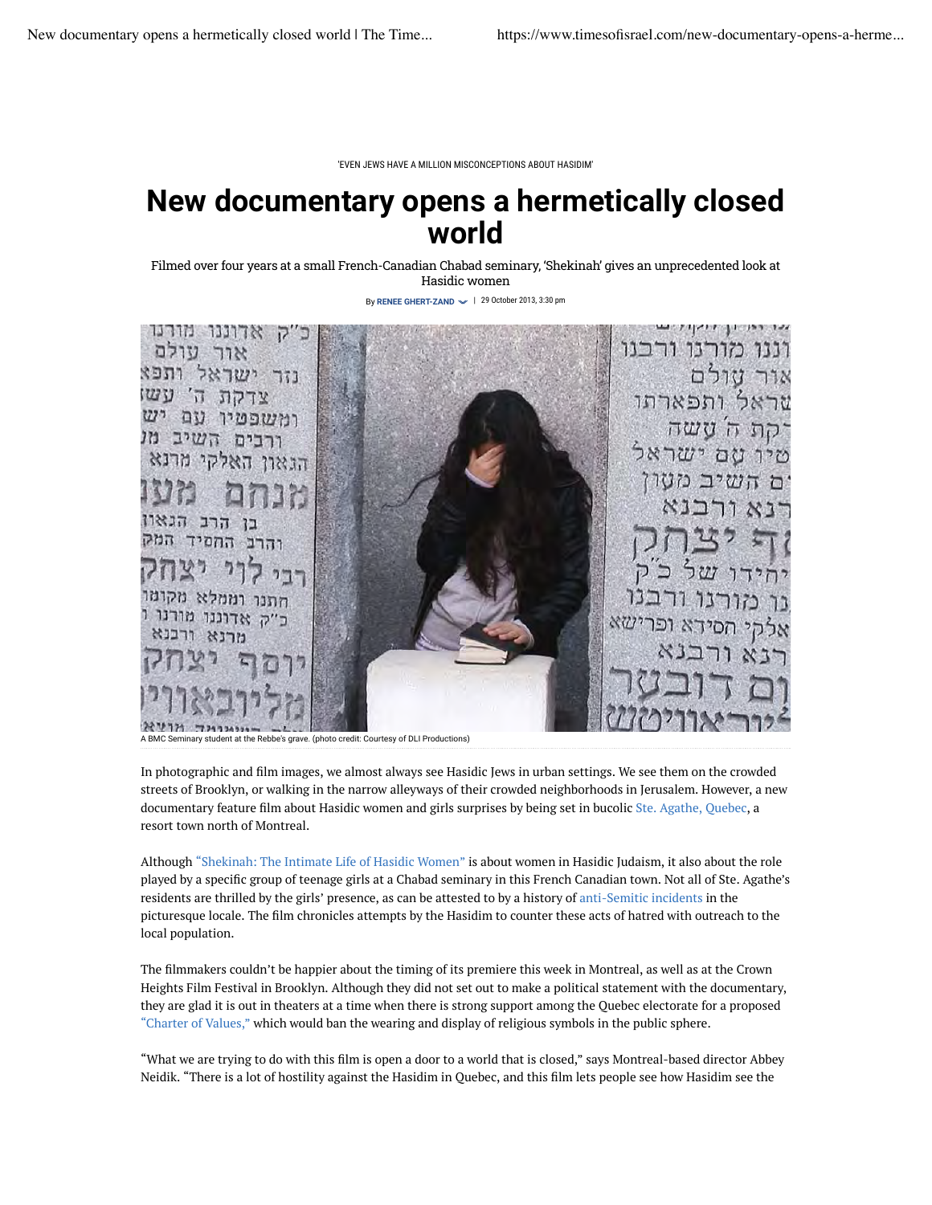'EVEN JEWS HAVE A MILLION MISCONCEPTIONS ABOUT HASIDIM'

# New documentary opens a hermetically closed world

Filmed over four years at a small French-Canadian Chabad seminary, 'Shekinah' gives an unprecedented look at Hasidic women

By RENEE GHERT-ZAND | 29 October 2013, 3:30 pm

A BMC Seminary student at the Rebbe's grave. (photo credit: Courtesy of DLI Productions)

In photographic and film images, we almost always see Hasidic Jews in urban settings. We see them on the crowded streets of Brooklyn, or walking in the narrow alleyways of their crowded neighborhoods in Jerusalem. However, a new documentary feature film about Hasidic women and girls surprises by being set in bucolic Ste. Agathe, Quebec, a resort town north of Montreal.

Although "Shekinah: The Intimate Life of Hasidic Women" is about women in Hasidic Judaism, it also about the role played by a specific group of teenage girls at a Chabad seminary in this French Canadian town. Not all of Ste. Agathe's residents are thrilled by the girls' presence, as can be attested to by a history of anti-Semitic incidents in the picturesque locale. The film chronicles attempts by the Hasidim to counter these acts of hatred with outreach to the local population.

The filmmakers couldn't be happier about the timing of its premiere this week in Montreal, as well as at the Crown Heights Film Festival in Brooklyn. Although they did not set out to make a political statement with the documentary, they are glad it is out in theaters at a time when there is strong support among the Quebec electorate for a proposed "Charter of Values," which would ban the wearing and display of religious symbols in the public sphere.

"What we are trying to do with this film is open a door to a world that is closed," says Montreal-based director Abbey Neidik. "There is a lot of hostility against the Hasidim in Quebec, and this film lets people see how Hasidim see the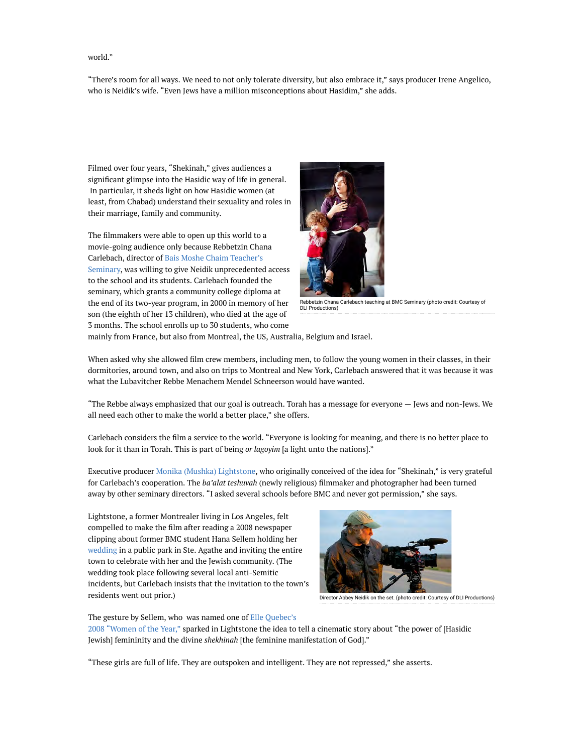world."

"There's room for all ways. We need to not only tolerate diversity, but also embrace it," says producer Irene Angelico, who is Neidik's wife. "Even Jews have a million misconceptions about Hasidim," she adds.

Filmed over four years, "Shekinah," gives audiences a significant glimpse into the Hasidic way of life in general. In particular, it sheds light on how Hasidic women (at least, from Chabad) understand their sexuality and roles in their marriage, family and community.

The filmmakers were able to open up this world to a movie-going audience only because Rebbetzin Chana Carlebach, director of Bais Moshe Chaim Teacher's Seminary, was willing to give Neidik unprecedented access to the school and its students. Carlebach founded the seminary, which grants a community college diploma at the end of its two-year program, in 2000 in memory of her son (the eighth of her 13 children), who died at the age of 3 months. The school enrolls up to 30 students, who come mainly from France, but also from Montreal, the US, Australia, Belgium and Israel.

Rebbetzin Chana Carlebach teaching at BMC Seminary (photo credit: Courtesy of DLI Productions)

When asked why she allowed film crew members, including men, to follow the young women in their classes, in their dormitories, around town, and also on trips to Montreal and New York, Carlebach answered that it was because it was what the Lubavitcher Rebbe Menachem Mendel Schneerson would have wanted.

"The Rebbe always emphasized that our goal is outreach. Torah has a message for everyone — Jews and non-Jews. We all need each other to make the world a better place," she offers.

Carlebach considers the film a service to the world. "Everyone is looking for meaning, and there is no better place to look for it than in Torah. This is part of being *or lagoyim* [a light unto the nations]."

Executive producer Monika (Mushka) Lightstone, who originally conceived of the idea for "Shekinah," is very grateful for Carlebach's cooperation. The *ba'alat teshuvah* (newly religious) filmmaker and photographer had been turned away by other seminary directors. "I asked several schools before BMC and never got permission," she says.

Lightstone, a former Montrealer living in Los Angeles, felt compelled to make the film after reading a 2008 newspaper clipping about former BMC student Hana Sellem holding her wedding in a public park in Ste. Agathe and inviting the entire town to celebrate with her and the Jewish community. (The wedding took place following several local anti-Semitic incidents, but Carlebach insists that the invitation to the town's residents went out prior.)

Director Abbey Neidik on the set. (photo credit: Courtesy of DLI Productions)

The gesture by Sellem, who was named one of Elle Quebec's 2008 "Women of the Year," sparked in Lightstone the idea to tell a cinematic story about "the power of [Hasidic Jewish] femininity and the divine *shekhinah* [the feminine manifestation of God]."

"These girls are full of life. They are outspoken and intelligent. They are not repressed," she asserts.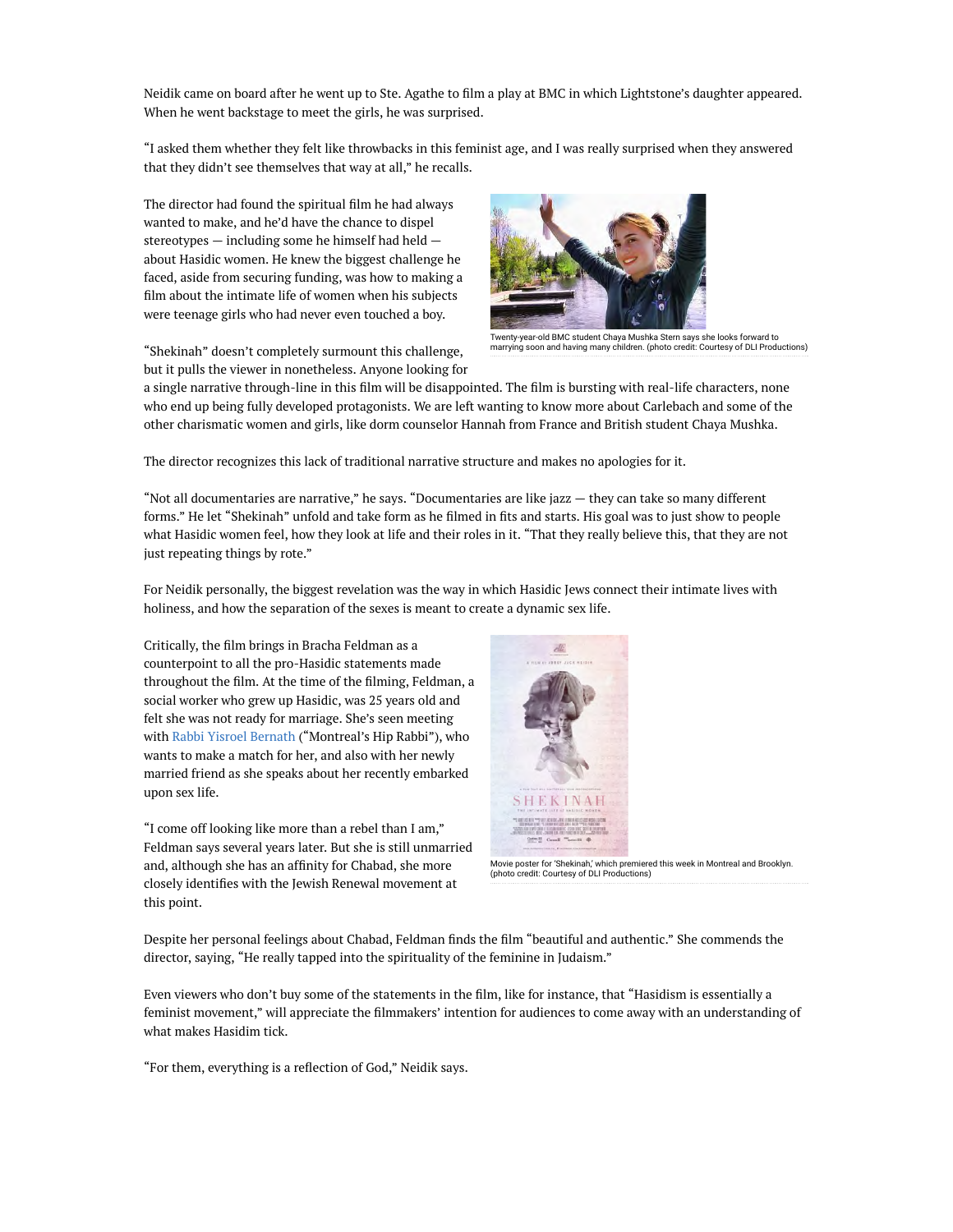Neidik came on board after he went up to Ste. Agathe to film a play at BMC in which Lightstone's daughter appeared. When he went backstage to meet the girls, he was surprised.

"I asked them whether they felt like throwbacks in this feminist age, and I was really surprised when they answered that they didn't see themselves that way at all," he recalls.

The director had found the spiritual film he had always wanted to make, and he'd have the chance to dispel stereotypes — including some he himself had held — about Hasidic women. He knew the biggest challenge he faced, aside from securing funding, was how to making a film about the intimate life of women when his subjects were teenage girls who had never even touched a boy.

Twenty-year-old BMC student Chaya Mushka Stern says she looks forward to marrying soon and having many children. (photo credit: Courtesy of DLI Productions)

"Shekinah" doesn't completely surmount this challenge, but it pulls the viewer in nonetheless. Anyone looking for a single narrative through-line in this film will be disappointed. The film is bursting with real-life characters, none who end up being fully developed protagonists. We are left wanting to know more about Carlebach and some of the other charismatic women and girls, like dorm counselor Hannah from France and British student Chaya Mushka.

The director recognizes this lack of traditional narrative structure and makes no apologies for it.

"Not all documentaries are narrative," he says. "Documentaries are like jazz — they can take so many different forms." He let "Shekinah" unfold and take form as he filmed in fits and starts. His goal was to just show to people what Hasidic women feel, how they look at life and their roles in it. "That they really believe this, that they are not just repeating things by rote."

For Neidik personally, the biggest revelation was the way in which Hasidic Jews connect their intimate lives with holiness, and how the separation of the sexes is meant to create a dynamic sex life.

Critically, the film brings in Bracha Feldman as a counterpoint to all the pro-Hasidic statements made throughout the film. At the time of the filming, Feldman, a social worker who grew up Hasidic, was 25 years old and felt she was not ready for marriage. She's seen meeting with Rabbi Yisroel Bernath ("Montreal's Hip Rabbi"), who wants to make a match for her, and also with her newly married friend as she speaks about her recently embarked upon sex life.

Movie poster for 'Shekinah,' which premiered this week in Montreal and Brooklyn. (photo credit: Courtesy of DLI Productions)

"I come off looking like more than a rebel than I am," Feldman says several years later. But she is still unmarried and, although she has an affinity for Chabad, she more closely identifies with the Jewish Renewal movement at this point.

Despite her personal feelings about Chabad, Feldman finds the film "beautiful and authentic." She commends the director, saying, "He really tapped into the spirituality of the feminine in Judaism."

Even viewers who don't buy some of the statements in the film, like for instance, that "Hasidism is essentially a feminist movement," will appreciate the filmmakers' intention for audiences to come away with an understanding of what makes Hasidim tick.

"For them, everything is a reflection of God," Neidik says.